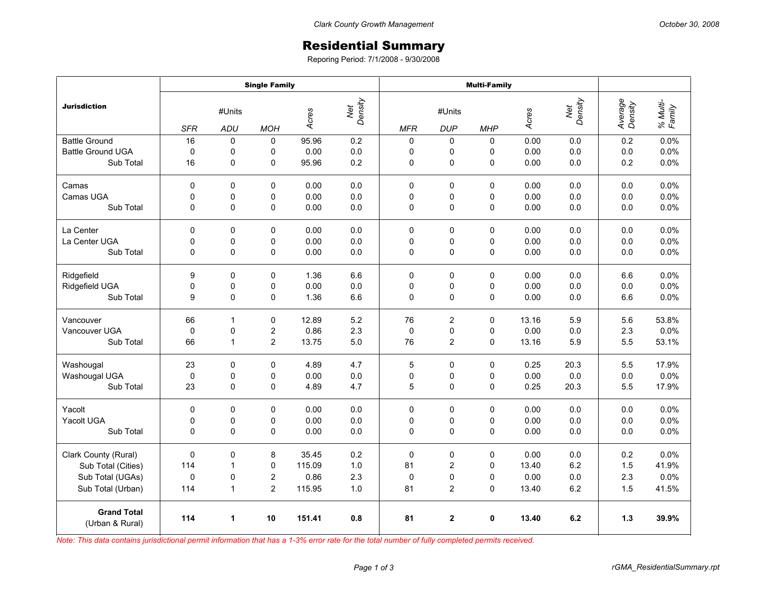Clark County Growth Management

October 30, 2008

# Residential Summary

Reporing Period: 7/1/2008 - 9/30/2008

| Jurisdiction | Single Family | | | | | Multi-Family | | | | | | |
|---|---|---|---|---|---|---|---|---|---|---|---|---|
| | #Units | | | Acres | Net Density | #Units | | | Acres | Net Density | Average Density | % Multi-Family |
| | SFR | ADU | MOH | | | MFR | DUP | MHP | | | | |
| Battle Ground | 16 | 0 | 0 | 95.96 | 0.2 | 0 | 0 | 0 | 0.00 | 0.0 | 0.2 | 0.0% |
| Battle Ground UGA | 0 | 0 | 0 | 0.00 | 0.0 | 0 | 0 | 0 | 0.00 | 0.0 | 0.0 | 0.0% |
| Sub Total | 16 | 0 | 0 | 95.96 | 0.2 | 0 | 0 | 0 | 0.00 | 0.0 | 0.2 | 0.0% |
| Camas | 0 | 0 | 0 | 0.00 | 0.0 | 0 | 0 | 0 | 0.00 | 0.0 | 0.0 | 0.0% |
| Camas UGA | 0 | 0 | 0 | 0.00 | 0.0 | 0 | 0 | 0 | 0.00 | 0.0 | 0.0 | 0.0% |
| Sub Total | 0 | 0 | 0 | 0.00 | 0.0 | 0 | 0 | 0 | 0.00 | 0.0 | 0.0 | 0.0% |
| La Center | 0 | 0 | 0 | 0.00 | 0.0 | 0 | 0 | 0 | 0.00 | 0.0 | 0.0 | 0.0% |
| La Center UGA | 0 | 0 | 0 | 0.00 | 0.0 | 0 | 0 | 0 | 0.00 | 0.0 | 0.0 | 0.0% |
| Sub Total | 0 | 0 | 0 | 0.00 | 0.0 | 0 | 0 | 0 | 0.00 | 0.0 | 0.0 | 0.0% |
| Ridgefield | 9 | 0 | 0 | 1.36 | 6.6 | 0 | 0 | 0 | 0.00 | 0.0 | 6.6 | 0.0% |
| Ridgefield UGA | 0 | 0 | 0 | 0.00 | 0.0 | 0 | 0 | 0 | 0.00 | 0.0 | 0.0 | 0.0% |
| Sub Total | 9 | 0 | 0 | 1.36 | 6.6 | 0 | 0 | 0 | 0.00 | 0.0 | 6.6 | 0.0% |
| Vancouver | 66 | 1 | 0 | 12.89 | 5.2 | 76 | 2 | 0 | 13.16 | 5.9 | 5.6 | 53.8% |
| Vancouver UGA | 0 | 0 | 2 | 0.86 | 2.3 | 0 | 0 | 0 | 0.00 | 0.0 | 2.3 | 0.0% |
| Sub Total | 66 | 1 | 2 | 13.75 | 5.0 | 76 | 2 | 0 | 13.16 | 5.9 | 5.5 | 53.1% |
| Washougal | 23 | 0 | 0 | 4.89 | 4.7 | 5 | 0 | 0 | 0.25 | 20.3 | 5.5 | 17.9% |
| Washougal UGA | 0 | 0 | 0 | 0.00 | 0.0 | 0 | 0 | 0 | 0.00 | 0.0 | 0.0 | 0.0% |
| Sub Total | 23 | 0 | 0 | 4.89 | 4.7 | 5 | 0 | 0 | 0.25 | 20.3 | 5.5 | 17.9% |
| Yacolt | 0 | 0 | 0 | 0.00 | 0.0 | 0 | 0 | 0 | 0.00 | 0.0 | 0.0 | 0.0% |
| Yacolt UGA | 0 | 0 | 0 | 0.00 | 0.0 | 0 | 0 | 0 | 0.00 | 0.0 | 0.0 | 0.0% |
| Sub Total | 0 | 0 | 0 | 0.00 | 0.0 | 0 | 0 | 0 | 0.00 | 0.0 | 0.0 | 0.0% |
| Clark County (Rural) | 0 | 0 | 8 | 35.45 | 0.2 | 0 | 0 | 0 | 0.00 | 0.0 | 0.2 | 0.0% |
| Sub Total (Cities) | 114 | 1 | 0 | 115.09 | 1.0 | 81 | 2 | 0 | 13.40 | 6.2 | 1.5 | 41.9% |
| Sub Total (UGAs) | 0 | 0 | 2 | 0.86 | 2.3 | 0 | 0 | 0 | 0.00 | 0.0 | 2.3 | 0.0% |
| Sub Total (Urban) | 114 | 1 | 2 | 115.95 | 1.0 | 81 | 2 | 0 | 13.40 | 6.2 | 1.5 | 41.5% |
| **Grand Total** (Urban & Rural) | **114** | **1** | **10** | **151.41** | **0.8** | **81** | **2** | **0** | **13.40** | **6.2** | **1.3** | **39.9%** |

*Note: This data contains jurisdictional permit information that has a 1-3% error rate for the total number of fully completed permits received.*

rGMA_ResidentialSummary.rpt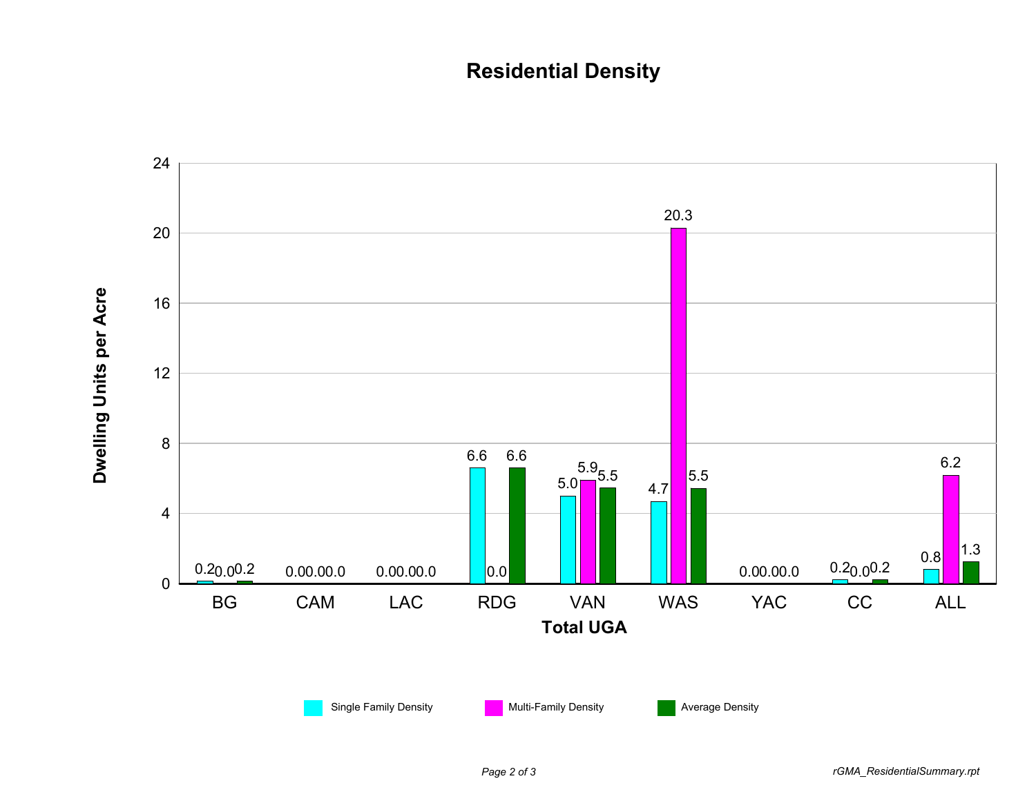# Residential Density

| Total UGA | Single Family Density | Multi-Family Density | Average Density |
|---|---|---|---|
| BG | 0.2 | 0.0 | 0.2 |
| CAM | 0.0 | 0.0 | 0.0 |
| LAC | 0.0 | 0.0 | 0.0 |
| RDG | 6.6 | 0.0 | 6.6 |
| VAN | 5.0 | 5.9 | 5.5 |
| WAS | 4.7 | 20.3 | 5.5 |
| YAC | 0.0 | 0.0 | 0.0 |
| CC | 0.2 | 0.0 | 0.2 |
| ALL | 0.8 | 6.2 | 1.3 |

Dwelling Units per Acre

*rGMA_ResidentialSummary.rpt*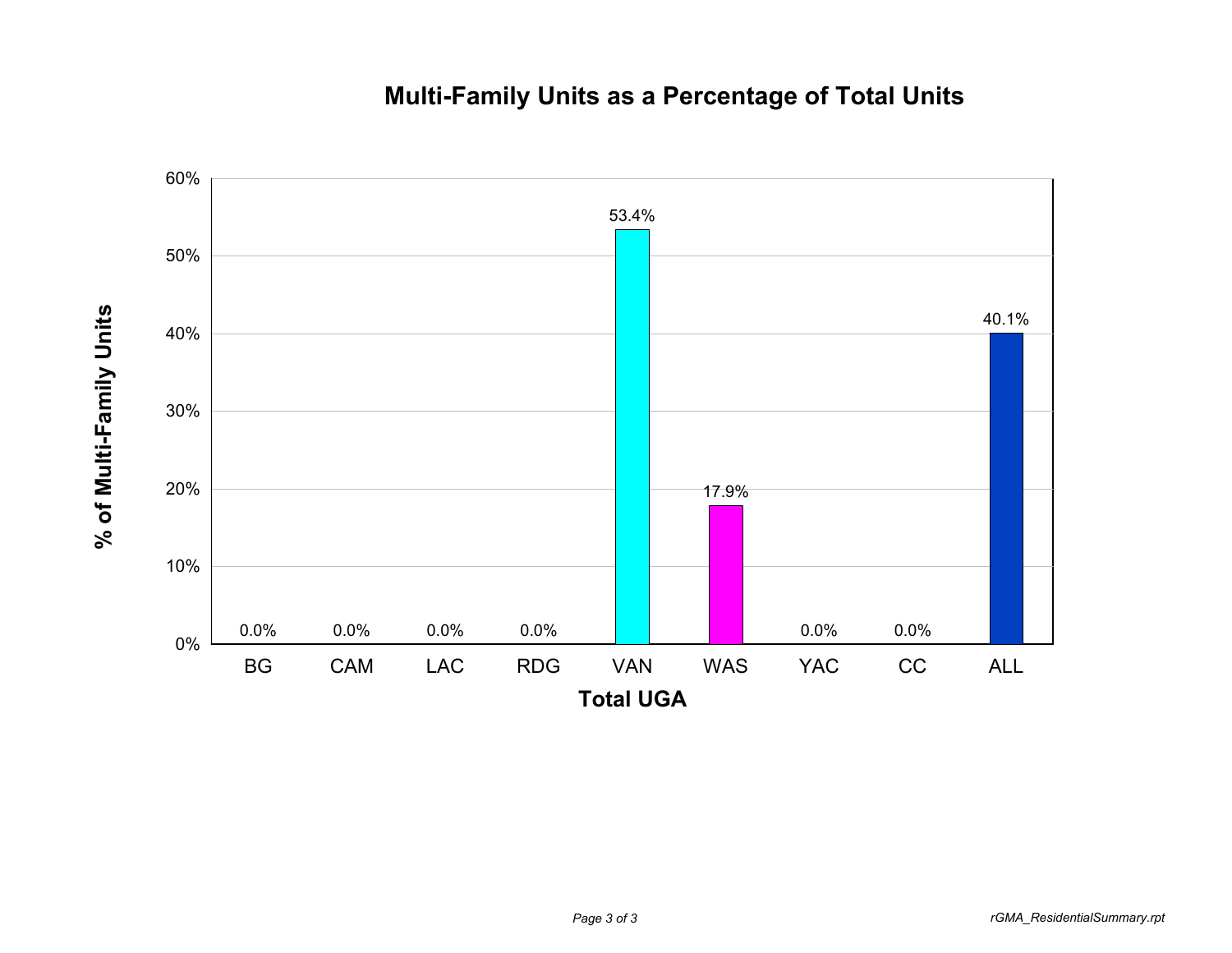# Multi-Family Units as a Percentage of Total Units

% of Multi-Family Units

60%
50%
40%
30%
20%
10%
0%

0.0%
0.0%
0.0%
0.0%
53.4%
17.9%
0.0%
0.0%
40.1%

BG
CAM
LAC
RDG
VAN
WAS
YAC
CC
ALL

Total UGA

rGMA_ResidentialSummary.rpt